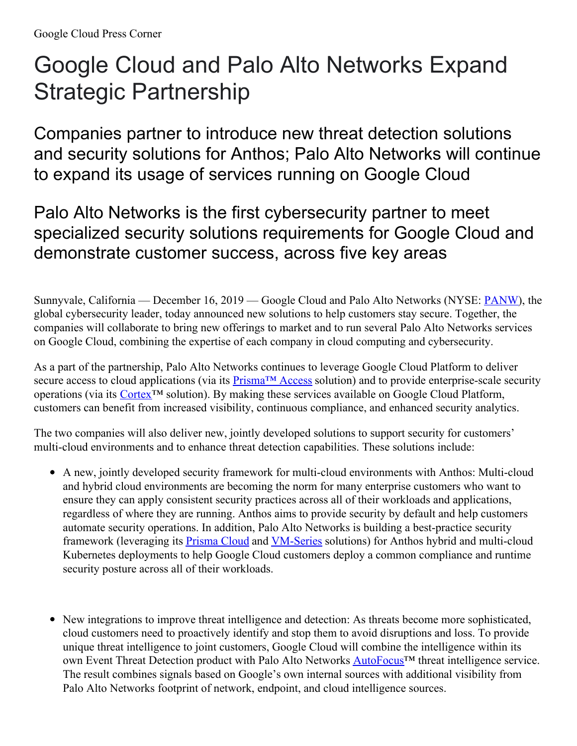Google Cloud Press Corner

# Google Cloud and Palo Alto Networks Expand Strategic Partnership

## Companies partner to introduce new threat detection solutions and security solutions for Anthos; Palo Alto Networks will continue to expand its usage of services running on Google Cloud

## Palo Alto Networks is the first cybersecurity partner to meet specialized security solutions requirements for Google Cloud and demonstrate customer success, across five key areas

Sunnyvale, California — December 16, 2019 — Google Cloud and Palo Alto Networks (NYSE: PANW), the global cybersecurity leader, today announced new solutions to help customers stay secure. Together, the companies will collaborate to bring new offerings to market and to run several Palo Alto Networks services on Google Cloud, combining the expertise of each company in cloud computing and cybersecurity.

As a part of the partnership, Palo Alto Networks continues to leverage Google Cloud Platform to deliver secure access to cloud applications (via its Prisma™ Access solution) and to provide enterprise-scale security operations (via its Cortex™ solution). By making these services available on Google Cloud Platform, customers can benefit from increased visibility, continuous compliance, and enhanced security analytics.

The two companies will also deliver new, jointly developed solutions to support security for customers' multi-cloud environments and to enhance threat detection capabilities. These solutions include:

- A new, jointly developed security framework for multi-cloud environments with Anthos: Multi-cloud and hybrid cloud environments are becoming the norm for many enterprise customers who want to ensure they can apply consistent security practices across all of their workloads and applications, regardless of where they are running. Anthos aims to provide security by default and help customers automate security operations. In addition, Palo Alto Networks is building a best-practice security framework (leveraging its Prisma Cloud and VM-Series solutions) for Anthos hybrid and multi-cloud Kubernetes deployments to help Google Cloud customers deploy a common compliance and runtime security posture across all of their workloads.

- New integrations to improve threat intelligence and detection: As threats become more sophisticated, cloud customers need to proactively identify and stop them to avoid disruptions and loss. To provide unique threat intelligence to joint customers, Google Cloud will combine the intelligence within its own Event Threat Detection product with Palo Alto Networks AutoFocus™ threat intelligence service. The result combines signals based on Google's own internal sources with additional visibility from Palo Alto Networks footprint of network, endpoint, and cloud intelligence sources.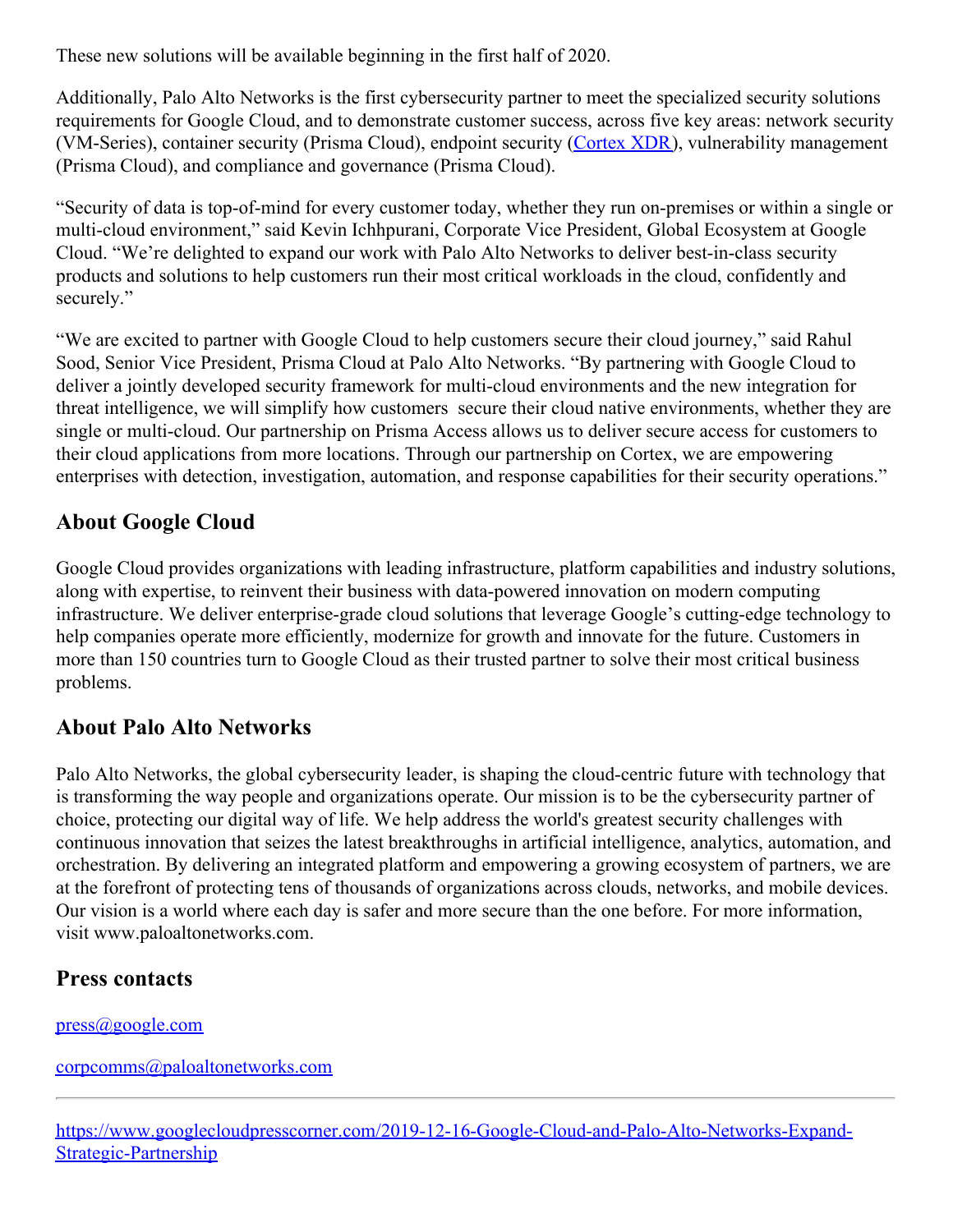These new solutions will be available beginning in the first half of 2020.

Additionally, Palo Alto Networks is the first cybersecurity partner to meet the specialized security solutions requirements for Google Cloud, and to demonstrate customer success, across five key areas: network security (VM-Series), container security (Prisma Cloud), endpoint security ([Cortex XDR]), vulnerability management (Prisma Cloud), and compliance and governance (Prisma Cloud).

“Security of data is top-of-mind for every customer today, whether they run on-premises or within a single or multi-cloud environment,” said Kevin Ichhpurani, Corporate Vice President, Global Ecosystem at Google Cloud. “We’re delighted to expand our work with Palo Alto Networks to deliver best-in-class security products and solutions to help customers run their most critical workloads in the cloud, confidently and securely.”

“We are excited to partner with Google Cloud to help customers secure their cloud journey,” said Rahul Sood, Senior Vice President, Prisma Cloud at Palo Alto Networks. “By partnering with Google Cloud to deliver a jointly developed security framework for multi-cloud environments and the new integration for threat intelligence, we will simplify how customers secure their cloud native environments, whether they are single or multi-cloud. Our partnership on Prisma Access allows us to deliver secure access for customers to their cloud applications from more locations. Through our partnership on Cortex, we are empowering enterprises with detection, investigation, automation, and response capabilities for their security operations.”

## About Google Cloud

Google Cloud provides organizations with leading infrastructure, platform capabilities and industry solutions, along with expertise, to reinvent their business with data-powered innovation on modern computing infrastructure. We deliver enterprise-grade cloud solutions that leverage Google’s cutting-edge technology to help companies operate more efficiently, modernize for growth and innovate for the future. Customers in more than 150 countries turn to Google Cloud as their trusted partner to solve their most critical business problems.

## About Palo Alto Networks

Palo Alto Networks, the global cybersecurity leader, is shaping the cloud-centric future with technology that is transforming the way people and organizations operate. Our mission is to be the cybersecurity partner of choice, protecting our digital way of life. We help address the world's greatest security challenges with continuous innovation that seizes the latest breakthroughs in artificial intelligence, analytics, automation, and orchestration. By delivering an integrated platform and empowering a growing ecosystem of partners, we are at the forefront of protecting tens of thousands of organizations across clouds, networks, and mobile devices. Our vision is a world where each day is safer and more secure than the one before. For more information, visit www.paloaltonetworks.com.

## Press contacts

press@google.com

corpcomms@paloaltonetworks.com

---

https://www.googlecloudpresscorner.com/2019-12-16-Google-Cloud-and-Palo-Alto-Networks-Expand-Strategic-Partnership